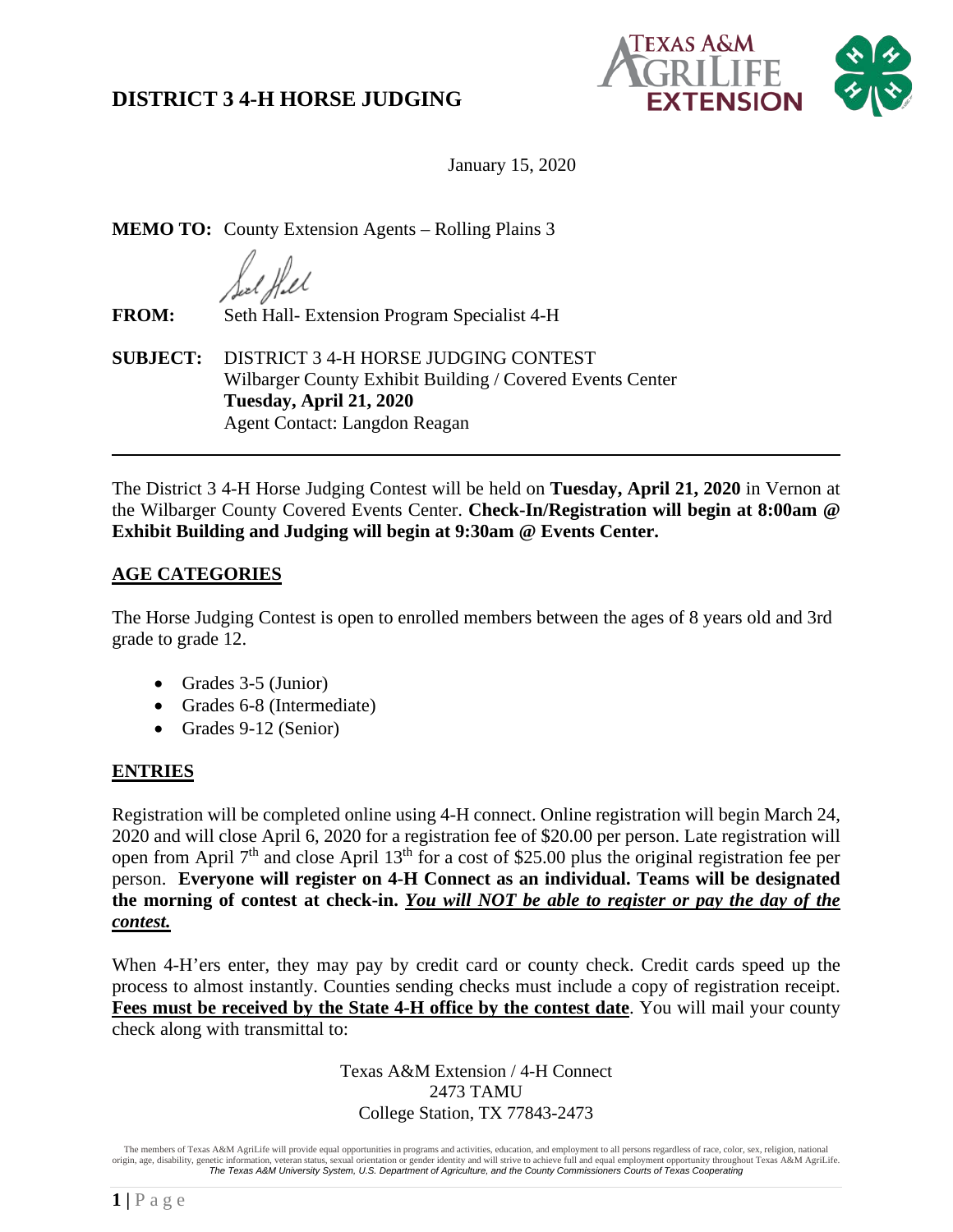# DISTRICT 3 4-H HORSE JUDGING

January 15, 2020

**MEMO TO:** County Extension Agents – Rolling Plains 3

**FROM:** Seth Hall- Extension Program Specialist 4-H

**SUBJECT:** DISTRICT 3 4-H HORSE JUDGING CONTEST
Wilbarger County Exhibit Building / Covered Events Center
**Tuesday, April 21, 2020**
Agent Contact: Langdon Reagan

---

The District 3 4-H Horse Judging Contest will be held on **Tuesday, April 21, 2020** in Vernon at the Wilbarger County Covered Events Center. **Check-In/Registration will begin at 8:00am @ Exhibit Building and Judging will begin at 9:30am @ Events Center.**

## AGE CATEGORIES

The Horse Judging Contest is open to enrolled members between the ages of 8 years old and 3rd grade to grade 12.

- Grades 3-5 (Junior)
- Grades 6-8 (Intermediate)
- Grades 9-12 (Senior)

## ENTRIES

Registration will be completed online using 4-H connect. Online registration will begin March 24, 2020 and will close April 6, 2020 for a registration fee of $20.00 per person. Late registration will open from April 7th and close April 13th for a cost of $25.00 plus the original registration fee per person. **Everyone will register on 4-H Connect as an individual. Teams will be designated the morning of contest at check-in. *You will NOT be able to register or pay the day of the contest.***

When 4-H'ers enter, they may pay by credit card or county check. Credit cards speed up the process to almost instantly. Counties sending checks must include a copy of registration receipt. **Fees must be received by the State 4-H office by the contest date**. You will mail your county check along with transmittal to:

Texas A&M Extension / 4-H Connect
2473 TAMU
College Station, TX 77843-2473

The members of Texas A&M AgriLife will provide equal opportunities in programs and activities, education, and employment to all persons regardless of race, color, sex, religion, national origin, age, disability, genetic information, veteran status, sexual orientation or gender identity and will strive to achieve full and equal employment opportunity throughout Texas A&M AgriLife.
*The Texas A&M University System, U.S. Department of Agriculture, and the County Commissioners Courts of Texas Cooperating*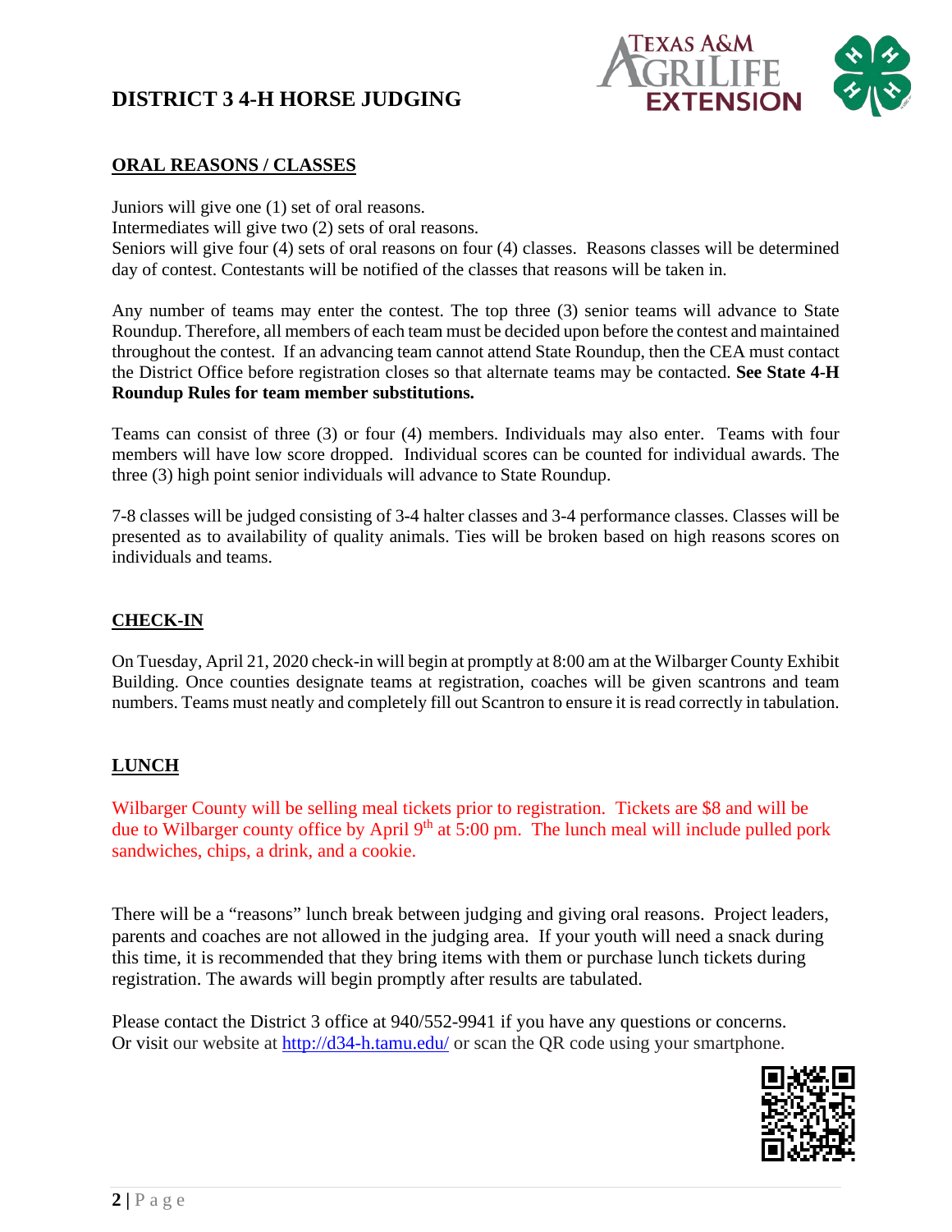# DISTRICT 3 4-H HORSE JUDGING

## ORAL REASONS / CLASSES

Juniors will give one (1) set of oral reasons.
Intermediates will give two (2) sets of oral reasons.
Seniors will give four (4) sets of oral reasons on four (4) classes. Reasons classes will be determined day of contest. Contestants will be notified of the classes that reasons will be taken in.

Any number of teams may enter the contest. The top three (3) senior teams will advance to State Roundup. Therefore, all members of each team must be decided upon before the contest and maintained throughout the contest. If an advancing team cannot attend State Roundup, then the CEA must contact the District Office before registration closes so that alternate teams may be contacted. **See State 4-H Roundup Rules for team member substitutions.**

Teams can consist of three (3) or four (4) members. Individuals may also enter. Teams with four members will have low score dropped. Individual scores can be counted for individual awards. The three (3) high point senior individuals will advance to State Roundup.

7-8 classes will be judged consisting of 3-4 halter classes and 3-4 performance classes. Classes will be presented as to availability of quality animals. Ties will be broken based on high reasons scores on individuals and teams.

## CHECK-IN

On Tuesday, April 21, 2020 check-in will begin at promptly at 8:00 am at the Wilbarger County Exhibit Building. Once counties designate teams at registration, coaches will be given scantrons and team numbers. Teams must neatly and completely fill out Scantron to ensure it is read correctly in tabulation.

## LUNCH

Wilbarger County will be selling meal tickets prior to registration. Tickets are $8 and will be due to Wilbarger county office by April 9th at 5:00 pm. The lunch meal will include pulled pork sandwiches, chips, a drink, and a cookie.

There will be a "reasons" lunch break between judging and giving oral reasons. Project leaders, parents and coaches are not allowed in the judging area. If your youth will need a snack during this time, it is recommended that they bring items with them or purchase lunch tickets during registration. The awards will begin promptly after results are tabulated.

Please contact the District 3 office at 940/552-9941 if you have any questions or concerns.
Or visit our website at http://d34-h.tamu.edu/ or scan the QR code using your smartphone.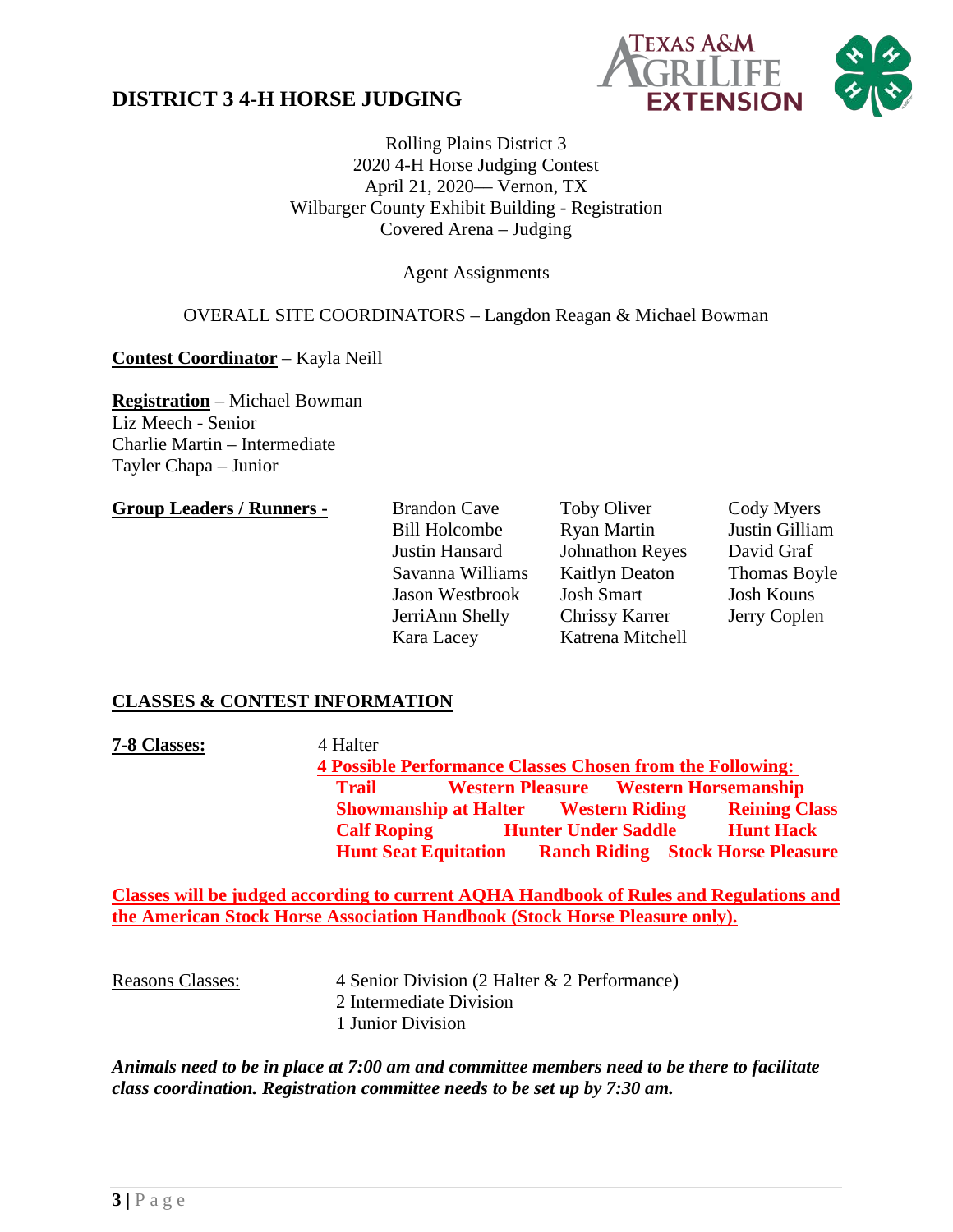# DISTRICT 3 4-H HORSE JUDGING

Rolling Plains District 3
2020 4-H Horse Judging Contest
April 21, 2020— Vernon, TX
Wilbarger County Exhibit Building - Registration
Covered Arena – Judging

Agent Assignments

OVERALL SITE COORDINATORS – Langdon Reagan & Michael Bowman

**Contest Coordinator** – Kayla Neill

**Registration** – Michael Bowman
Liz Meech - Senior
Charlie Martin – Intermediate
Tayler Chapa – Junior

**Group Leaders / Runners -**

| | | |
|---|---|---|
| Brandon Cave | Toby Oliver | Cody Myers |
| Bill Holcombe | Ryan Martin | Justin Gilliam |
| Justin Hansard | Johnathon Reyes | David Graf |
| Savanna Williams | Kaitlyn Deaton | Thomas Boyle |
| Jason Westbrook | Josh Smart | Josh Kouns |
| JerriAnn Shelly | Chrissy Karrer | Jerry Coplen |
| Kara Lacey | Katrena Mitchell | |

## CLASSES & CONTEST INFORMATION

**7-8 Classes:** 4 Halter

**4 Possible Performance Classes Chosen from the Following:**

**Trail** **Western Pleasure** **Western Horsemanship**
**Showmanship at Halter** **Western Riding** **Reining Class**
**Calf Roping** **Hunter Under Saddle** **Hunt Hack**
**Hunt Seat Equitation** **Ranch Riding** **Stock Horse Pleasure**

**Classes will be judged according to current AQHA Handbook of Rules and Regulations and the American Stock Horse Association Handbook (Stock Horse Pleasure only).**

Reasons Classes:
4 Senior Division (2 Halter & 2 Performance)
2 Intermediate Division
1 Junior Division

***Animals need to be in place at 7:00 am and committee members need to be there to facilitate class coordination. Registration committee needs to be set up by 7:30 am.***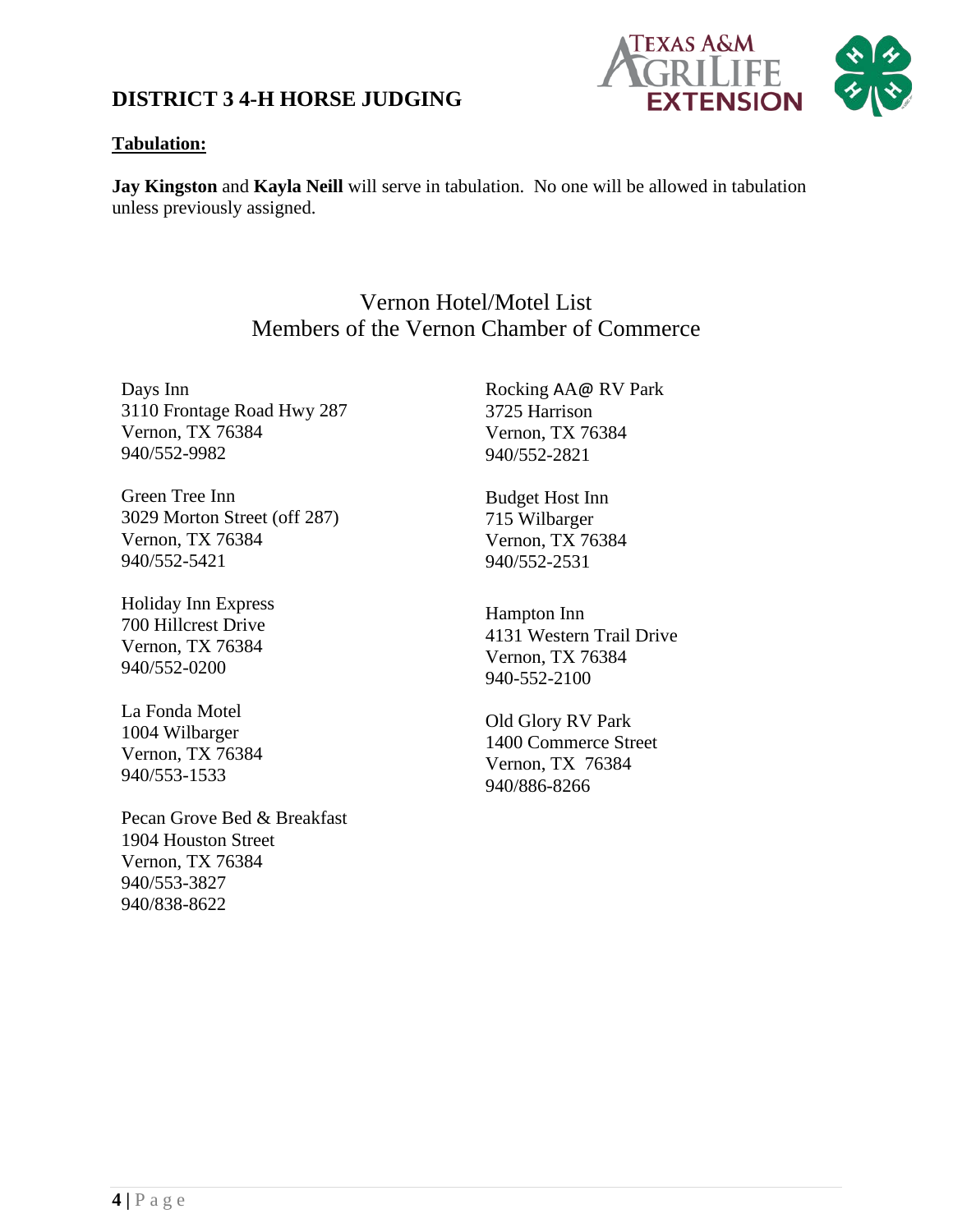## DISTRICT 3 4-H HORSE JUDGING

**Tabulation:**

**Jay Kingston** and **Kayla Neill** will serve in tabulation. No one will be allowed in tabulation unless previously assigned.

### Vernon Hotel/Motel List
### Members of the Vernon Chamber of Commerce

Days Inn
3110 Frontage Road Hwy 287
Vernon, TX 76384
940/552-9982

Green Tree Inn
3029 Morton Street (off 287)
Vernon, TX 76384
940/552-5421

Holiday Inn Express
700 Hillcrest Drive
Vernon, TX 76384
940/552-0200

La Fonda Motel
1004 Wilbarger
Vernon, TX 76384
940/553-1533

Pecan Grove Bed & Breakfast
1904 Houston Street
Vernon, TX 76384
940/553-3827
940/838-8622

Rocking AA@ RV Park
3725 Harrison
Vernon, TX 76384
940/552-2821

Budget Host Inn
715 Wilbarger
Vernon, TX 76384
940/552-2531

Hampton Inn
4131 Western Trail Drive
Vernon, TX 76384
940-552-2100

Old Glory RV Park
1400 Commerce Street
Vernon, TX 76384
940/886-8266